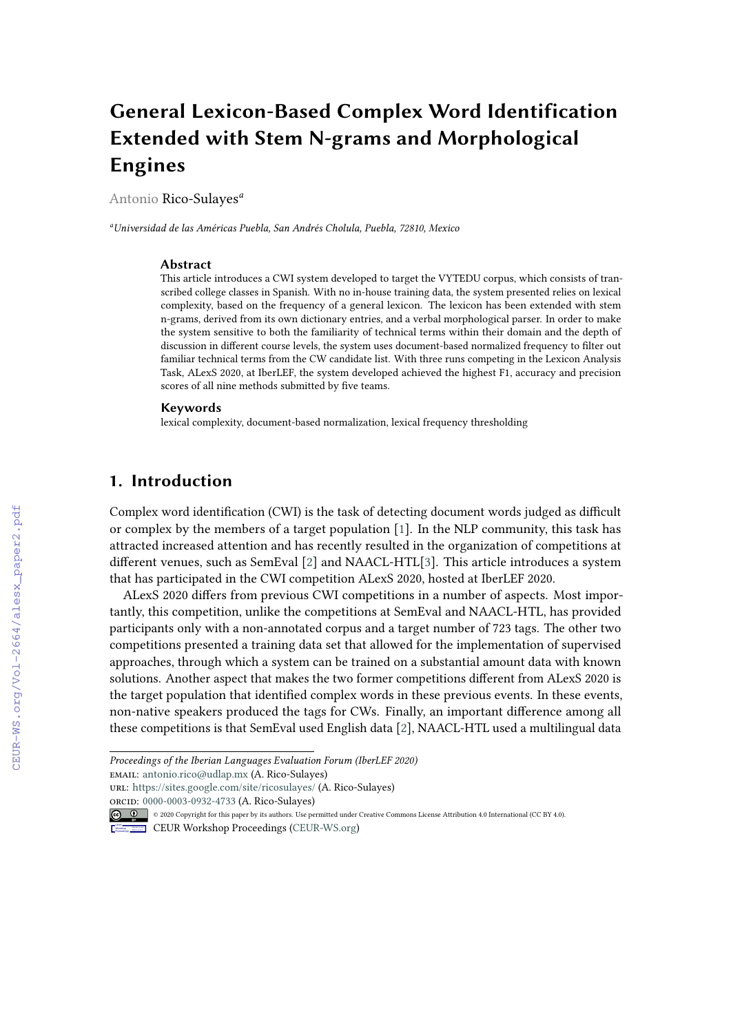# General Lexicon-Based Complex Word Identification Extended with Stem N-grams and Morphological Engines

Antonio Rico-Sulayes[a]

[a]*Universidad de las Américas Puebla, San Andrés Cholula, Puebla, 72810, Mexico*

### Abstract

This article introduces a CWI system developed to target the VYTEDU corpus, which consists of transcribed college classes in Spanish. With no in-house training data, the system presented relies on lexical complexity, based on the frequency of a general lexicon. The lexicon has been extended with stem n-grams, derived from its own dictionary entries, and a verbal morphological parser. In order to make the system sensitive to both the familiarity of technical terms within their domain and the depth of discussion in different course levels, the system uses document-based normalized frequency to filter out familiar technical terms from the CW candidate list. With three runs competing in the Lexicon Analysis Task, ALexS 2020, at IberLEF, the system developed achieved the highest F1, accuracy and precision scores of all nine methods submitted by five teams.

### Keywords

lexical complexity, document-based normalization, lexical frequency thresholding

## 1. Introduction

Complex word identification (CWI) is the task of detecting document words judged as difficult or complex by the members of a target population [1]. In the NLP community, this task has attracted increased attention and has recently resulted in the organization of competitions at different venues, such as SemEval [2] and NAACL-HTL[3]. This article introduces a system that has participated in the CWI competition ALexS 2020, hosted at IberLEF 2020.

ALexS 2020 differs from previous CWI competitions in a number of aspects. Most importantly, this competition, unlike the competitions at SemEval and NAACL-HTL, has provided participants only with a non-annotated corpus and a target number of 723 tags. The other two competitions presented a training data set that allowed for the implementation of supervised approaches, through which a system can be trained on a substantial amount data with known solutions. Another aspect that makes the two former competitions different from ALexS 2020 is the target population that identified complex words in these previous events. In these events, non-native speakers produced the tags for CWs. Finally, an important difference among all these competitions is that SemEval used English data [2], NAACL-HTL used a multilingual data

---

*Proceedings of the Iberian Languages Evaluation Forum (IberLEF 2020)*
EMAIL: antonio.rico@udlap.mx (A. Rico-Sulayes)
URL: https://sites.google.com/site/ricosulayes/ (A. Rico-Sulayes)
ORCID: 0000-0003-0932-4733 (A. Rico-Sulayes)
© 2020 Copyright for this paper by its authors. Use permitted under Creative Commons License Attribution 4.0 International (CC BY 4.0).
CEUR Workshop Proceedings (CEUR-WS.org)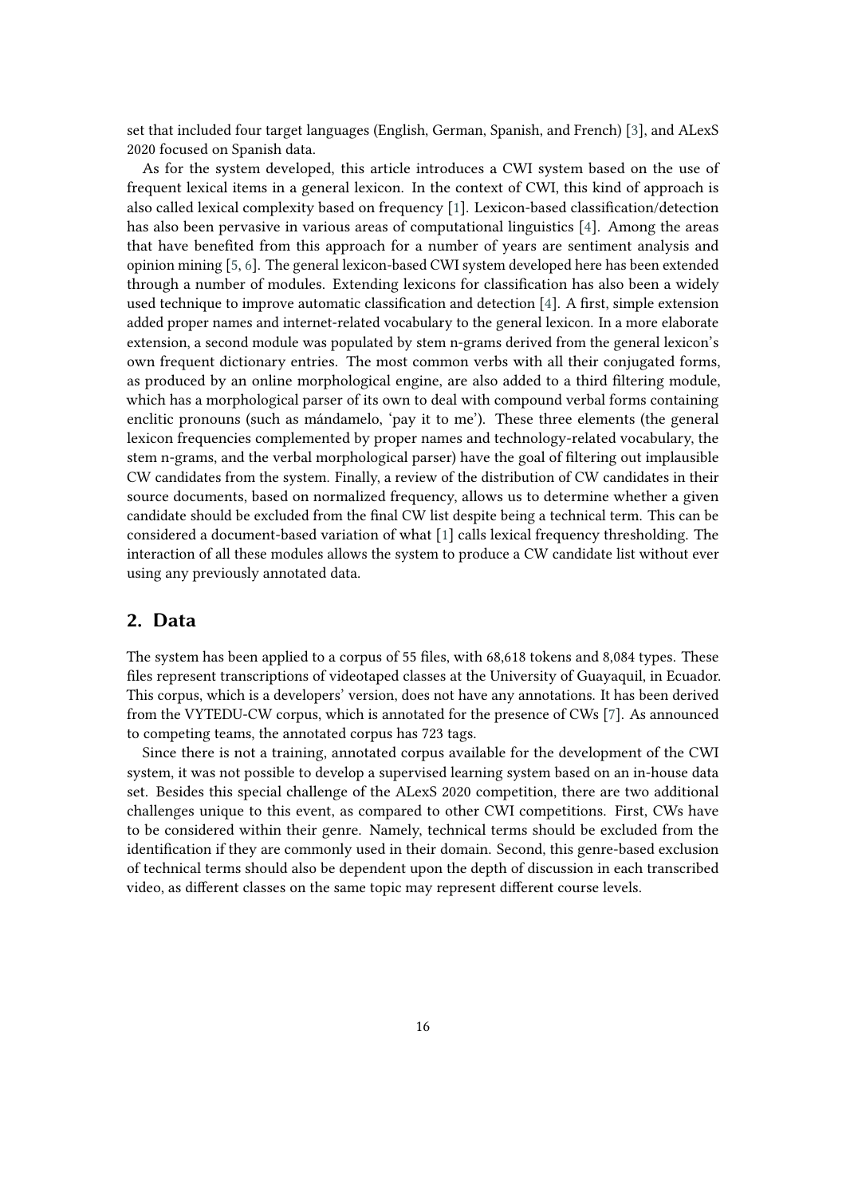set that included four target languages (English, German, Spanish, and French) [3], and ALexS 2020 focused on Spanish data.

As for the system developed, this article introduces a CWI system based on the use of frequent lexical items in a general lexicon. In the context of CWI, this kind of approach is also called lexical complexity based on frequency [1]. Lexicon-based classification/detection has also been pervasive in various areas of computational linguistics [4]. Among the areas that have benefited from this approach for a number of years are sentiment analysis and opinion mining [5, 6]. The general lexicon-based CWI system developed here has been extended through a number of modules. Extending lexicons for classification has also been a widely used technique to improve automatic classification and detection [4]. A first, simple extension added proper names and internet-related vocabulary to the general lexicon. In a more elaborate extension, a second module was populated by stem n-grams derived from the general lexicon's own frequent dictionary entries. The most common verbs with all their conjugated forms, as produced by an online morphological engine, are also added to a third filtering module, which has a morphological parser of its own to deal with compound verbal forms containing enclitic pronouns (such as mándamelo, 'pay it to me'). These three elements (the general lexicon frequencies complemented by proper names and technology-related vocabulary, the stem n-grams, and the verbal morphological parser) have the goal of filtering out implausible CW candidates from the system. Finally, a review of the distribution of CW candidates in their source documents, based on normalized frequency, allows us to determine whether a given candidate should be excluded from the final CW list despite being a technical term. This can be considered a document-based variation of what [1] calls lexical frequency thresholding. The interaction of all these modules allows the system to produce a CW candidate list without ever using any previously annotated data.

## 2. Data

The system has been applied to a corpus of 55 files, with 68,618 tokens and 8,084 types. These files represent transcriptions of videotaped classes at the University of Guayaquil, in Ecuador. This corpus, which is a developers' version, does not have any annotations. It has been derived from the VYTEDU-CW corpus, which is annotated for the presence of CWs [7]. As announced to competing teams, the annotated corpus has 723 tags.

Since there is not a training, annotated corpus available for the development of the CWI system, it was not possible to develop a supervised learning system based on an in-house data set. Besides this special challenge of the ALexS 2020 competition, there are two additional challenges unique to this event, as compared to other CWI competitions. First, CWs have to be considered within their genre. Namely, technical terms should be excluded from the identification if they are commonly used in their domain. Second, this genre-based exclusion of technical terms should also be dependent upon the depth of discussion in each transcribed video, as different classes on the same topic may represent different course levels.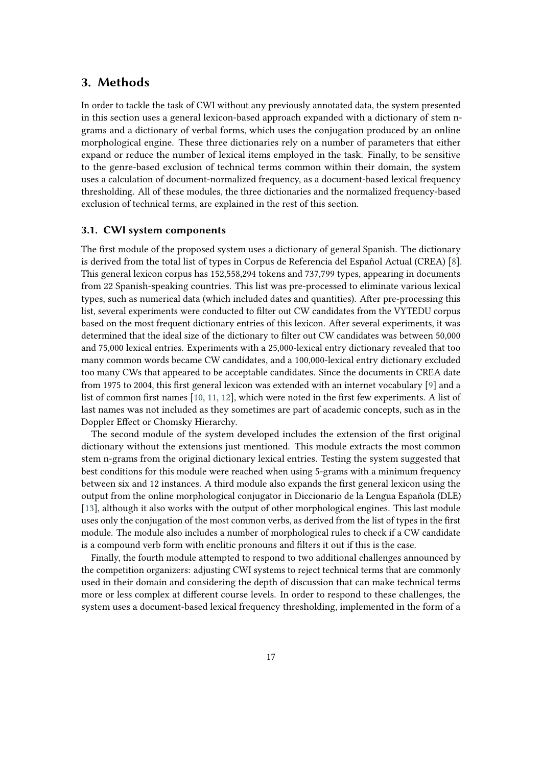## 3. Methods

In order to tackle the task of CWI without any previously annotated data, the system presented in this section uses a general lexicon-based approach expanded with a dictionary of stem n-grams and a dictionary of verbal forms, which uses the conjugation produced by an online morphological engine. These three dictionaries rely on a number of parameters that either expand or reduce the number of lexical items employed in the task. Finally, to be sensitive to the genre-based exclusion of technical terms common within their domain, the system uses a calculation of document-normalized frequency, as a document-based lexical frequency thresholding. All of these modules, the three dictionaries and the normalized frequency-based exclusion of technical terms, are explained in the rest of this section.

### 3.1. CWI system components

The first module of the proposed system uses a dictionary of general Spanish. The dictionary is derived from the total list of types in Corpus de Referencia del Español Actual (CREA) [8]. This general lexicon corpus has 152,558,294 tokens and 737,799 types, appearing in documents from 22 Spanish-speaking countries. This list was pre-processed to eliminate various lexical types, such as numerical data (which included dates and quantities). After pre-processing this list, several experiments were conducted to filter out CW candidates from the VYTEDU corpus based on the most frequent dictionary entries of this lexicon. After several experiments, it was determined that the ideal size of the dictionary to filter out CW candidates was between 50,000 and 75,000 lexical entries. Experiments with a 25,000-lexical entry dictionary revealed that too many common words became CW candidates, and a 100,000-lexical entry dictionary excluded too many CWs that appeared to be acceptable candidates. Since the documents in CREA date from 1975 to 2004, this first general lexicon was extended with an internet vocabulary [9] and a list of common first names [10, 11, 12], which were noted in the first few experiments. A list of last names was not included as they sometimes are part of academic concepts, such as in the Doppler Effect or Chomsky Hierarchy.

The second module of the system developed includes the extension of the first original dictionary without the extensions just mentioned. This module extracts the most common stem n-grams from the original dictionary lexical entries. Testing the system suggested that best conditions for this module were reached when using 5-grams with a minimum frequency between six and 12 instances. A third module also expands the first general lexicon using the output from the online morphological conjugator in Diccionario de la Lengua Española (DLE) [13], although it also works with the output of other morphological engines. This last module uses only the conjugation of the most common verbs, as derived from the list of types in the first module. The module also includes a number of morphological rules to check if a CW candidate is a compound verb form with enclitic pronouns and filters it out if this is the case.

Finally, the fourth module attempted to respond to two additional challenges announced by the competition organizers: adjusting CWI systems to reject technical terms that are commonly used in their domain and considering the depth of discussion that can make technical terms more or less complex at different course levels. In order to respond to these challenges, the system uses a document-based lexical frequency thresholding, implemented in the form of a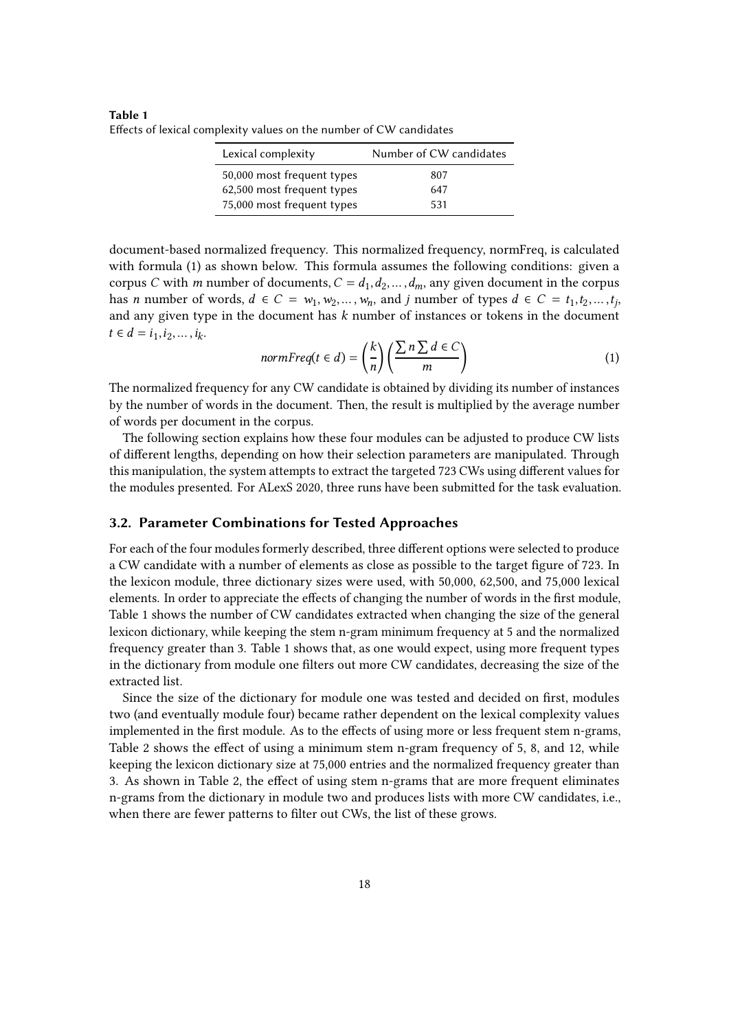**Table 1**
Effects of lexical complexity values on the number of CW candidates

| Lexical complexity | Number of CW candidates |
|---|---|
| 50,000 most frequent types | 807 |
| 62,500 most frequent types | 647 |
| 75,000 most frequent types | 531 |

document-based normalized frequency. This normalized frequency, normFreq, is calculated with formula (1) as shown below. This formula assumes the following conditions: given a corpus $C$ with $m$ number of documents, $C = d_1, d_2, \ldots, d_m$, any given document in the corpus has $n$ number of words, $d \in C = w_1, w_2, \ldots, w_n$, and $j$ number of types $d \in C = t_1, t_2, \ldots, t_j$, and any given type in the document has $k$ number of instances or tokens in the document $t \in d = i_1, i_2, \ldots, i_k$.

$$normFreq(t \in d) = \left(\frac{k}{n}\right)\left(\frac{\sum n \sum d \in C}{m}\right) \tag{1}$$

The normalized frequency for any CW candidate is obtained by dividing its number of instances by the number of words in the document. Then, the result is multiplied by the average number of words per document in the corpus.

The following section explains how these four modules can be adjusted to produce CW lists of different lengths, depending on how their selection parameters are manipulated. Through this manipulation, the system attempts to extract the targeted 723 CWs using different values for the modules presented. For ALexS 2020, three runs have been submitted for the task evaluation.

### 3.2. Parameter Combinations for Tested Approaches

For each of the four modules formerly described, three different options were selected to produce a CW candidate with a number of elements as close as possible to the target figure of 723. In the lexicon module, three dictionary sizes were used, with 50,000, 62,500, and 75,000 lexical elements. In order to appreciate the effects of changing the number of words in the first module, Table 1 shows the number of CW candidates extracted when changing the size of the general lexicon dictionary, while keeping the stem n-gram minimum frequency at 5 and the normalized frequency greater than 3. Table 1 shows that, as one would expect, using more frequent types in the dictionary from module one filters out more CW candidates, decreasing the size of the extracted list.

Since the size of the dictionary for module one was tested and decided on first, modules two (and eventually module four) became rather dependent on the lexical complexity values implemented in the first module. As to the effects of using more or less frequent stem n-grams, Table 2 shows the effect of using a minimum stem n-gram frequency of 5, 8, and 12, while keeping the lexicon dictionary size at 75,000 entries and the normalized frequency greater than 3. As shown in Table 2, the effect of using stem n-grams that are more frequent eliminates n-grams from the dictionary in module two and produces lists with more CW candidates, i.e., when there are fewer patterns to filter out CWs, the list of these grows.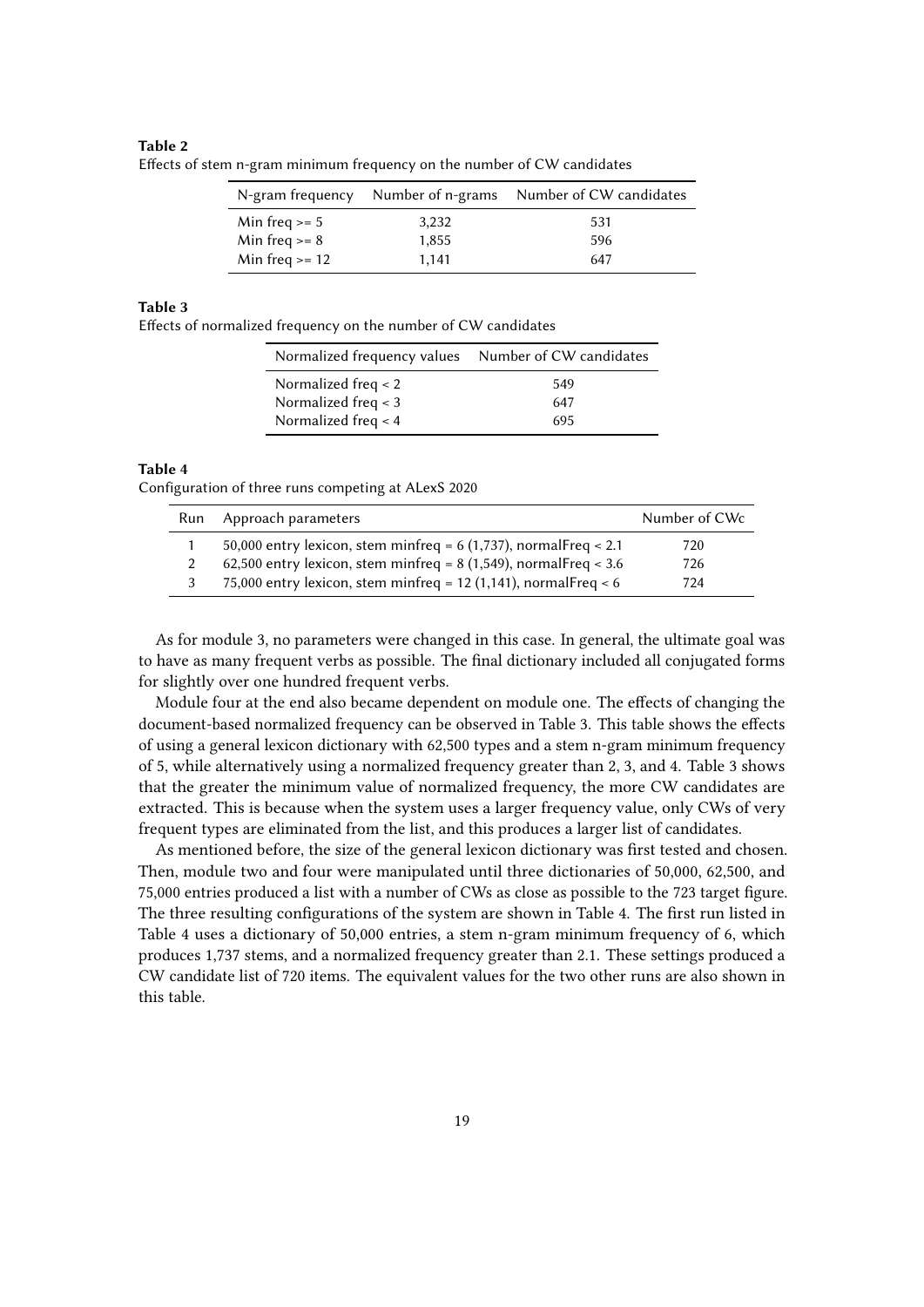**Table 2**
Effects of stem n-gram minimum frequency on the number of CW candidates

| N-gram frequency | Number of n-grams | Number of CW candidates |
|---|---|---|
| Min freq >= 5 | 3,232 | 531 |
| Min freq >= 8 | 1,855 | 596 |
| Min freq >= 12 | 1,141 | 647 |

**Table 3**
Effects of normalized frequency on the number of CW candidates

| Normalized frequency values | Number of CW candidates |
|---|---|
| Normalized freq < 2 | 549 |
| Normalized freq < 3 | 647 |
| Normalized freq < 4 | 695 |

**Table 4**
Configuration of three runs competing at ALexS 2020

| Run | Approach parameters | Number of CWc |
|---|---|---|
| 1 | 50,000 entry lexicon, stem minfreq = 6 (1,737), normalFreq < 2.1 | 720 |
| 2 | 62,500 entry lexicon, stem minfreq = 8 (1,549), normalFreq < 3.6 | 726 |
| 3 | 75,000 entry lexicon, stem minfreq = 12 (1,141), normalFreq < 6 | 724 |

As for module 3, no parameters were changed in this case. In general, the ultimate goal was to have as many frequent verbs as possible. The final dictionary included all conjugated forms for slightly over one hundred frequent verbs.

Module four at the end also became dependent on module one. The effects of changing the document-based normalized frequency can be observed in Table 3. This table shows the effects of using a general lexicon dictionary with 62,500 types and a stem n-gram minimum frequency of 5, while alternatively using a normalized frequency greater than 2, 3, and 4. Table 3 shows that the greater the minimum value of normalized frequency, the more CW candidates are extracted. This is because when the system uses a larger frequency value, only CWs of very frequent types are eliminated from the list, and this produces a larger list of candidates.

As mentioned before, the size of the general lexicon dictionary was first tested and chosen. Then, module two and four were manipulated until three dictionaries of 50,000, 62,500, and 75,000 entries produced a list with a number of CWs as close as possible to the 723 target figure. The three resulting configurations of the system are shown in Table 4. The first run listed in Table 4 uses a dictionary of 50,000 entries, a stem n-gram minimum frequency of 6, which produces 1,737 stems, and a normalized frequency greater than 2.1. These settings produced a CW candidate list of 720 items. The equivalent values for the two other runs are also shown in this table.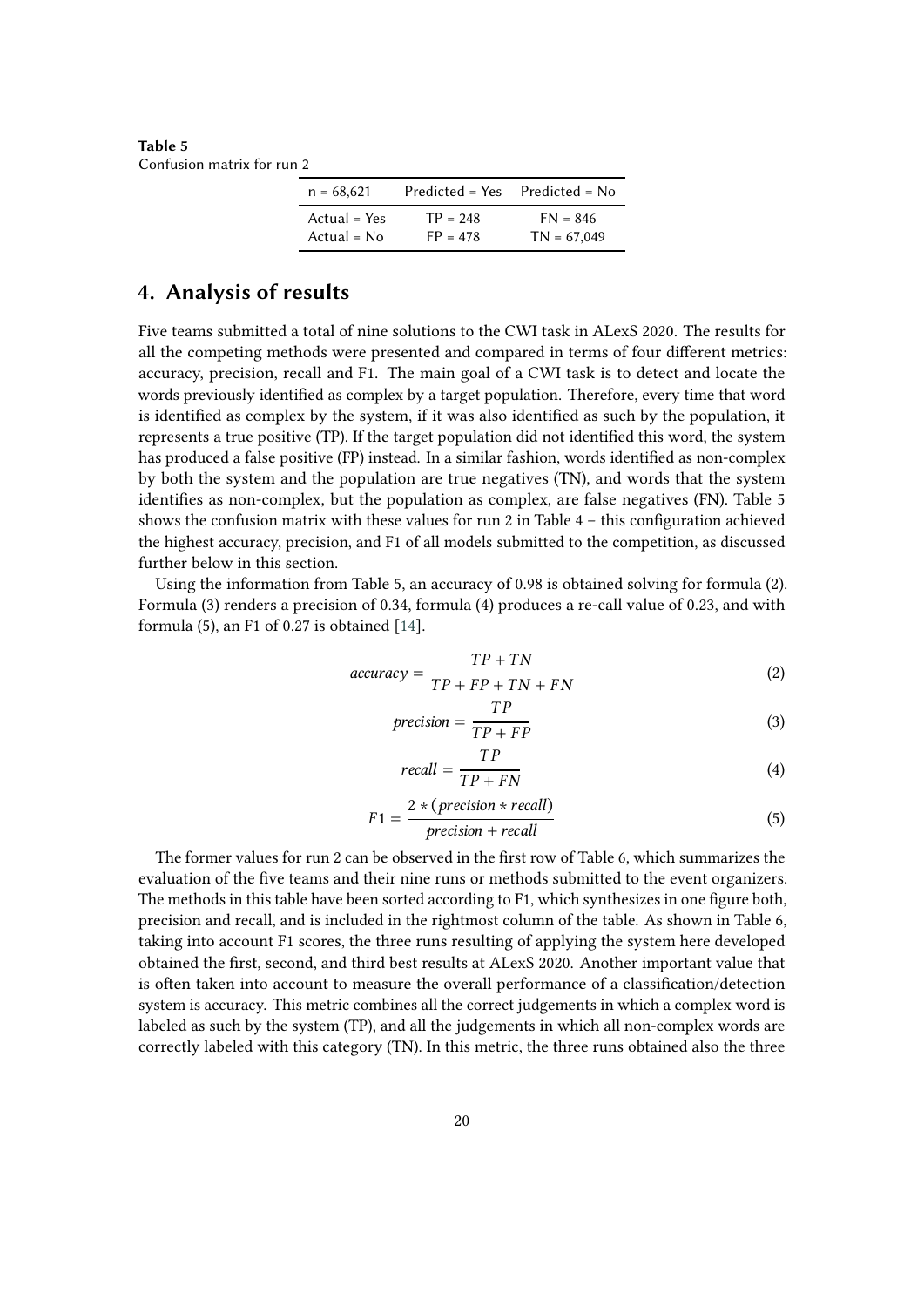**Table 5**
Confusion matrix for run 2

| n = 68,621 | Predicted = Yes | Predicted = No |
|---|---|---|
| Actual = Yes | TP = 248 | FN = 846 |
| Actual = No | FP = 478 | TN = 67,049 |

## 4. Analysis of results

Five teams submitted a total of nine solutions to the CWI task in ALexS 2020. The results for all the competing methods were presented and compared in terms of four different metrics: accuracy, precision, recall and F1. The main goal of a CWI task is to detect and locate the words previously identified as complex by a target population. Therefore, every time that word is identified as complex by the system, if it was also identified as such by the population, it represents a true positive (TP). If the target population did not identified this word, the system has produced a false positive (FP) instead. In a similar fashion, words identified as non-complex by both the system and the population are true negatives (TN), and words that the system identifies as non-complex, but the population as complex, are false negatives (FN). Table 5 shows the confusion matrix with these values for run 2 in Table 4 – this configuration achieved the highest accuracy, precision, and F1 of all models submitted to the competition, as discussed further below in this section.

Using the information from Table 5, an accuracy of 0.98 is obtained solving for formula (2). Formula (3) renders a precision of 0.34, formula (4) produces a re-call value of 0.23, and with formula (5), an F1 of 0.27 is obtained [14].

$$accuracy = \frac{TP + TN}{TP + FP + TN + FN} \tag{2}$$

$$precision = \frac{TP}{TP + FP} \tag{3}$$

$$recall = \frac{TP}{TP + FN} \tag{4}$$

$$F1 = \frac{2 * (precision * recall)}{precision + recall} \tag{5}$$

The former values for run 2 can be observed in the first row of Table 6, which summarizes the evaluation of the five teams and their nine runs or methods submitted to the event organizers. The methods in this table have been sorted according to F1, which synthesizes in one figure both, precision and recall, and is included in the rightmost column of the table. As shown in Table 6, taking into account F1 scores, the three runs resulting of applying the system here developed obtained the first, second, and third best results at ALexS 2020. Another important value that is often taken into account to measure the overall performance of a classification/detection system is accuracy. This metric combines all the correct judgements in which a complex word is labeled as such by the system (TP), and all the judgements in which all non-complex words are correctly labeled with this category (TN). In this metric, the three runs obtained also the three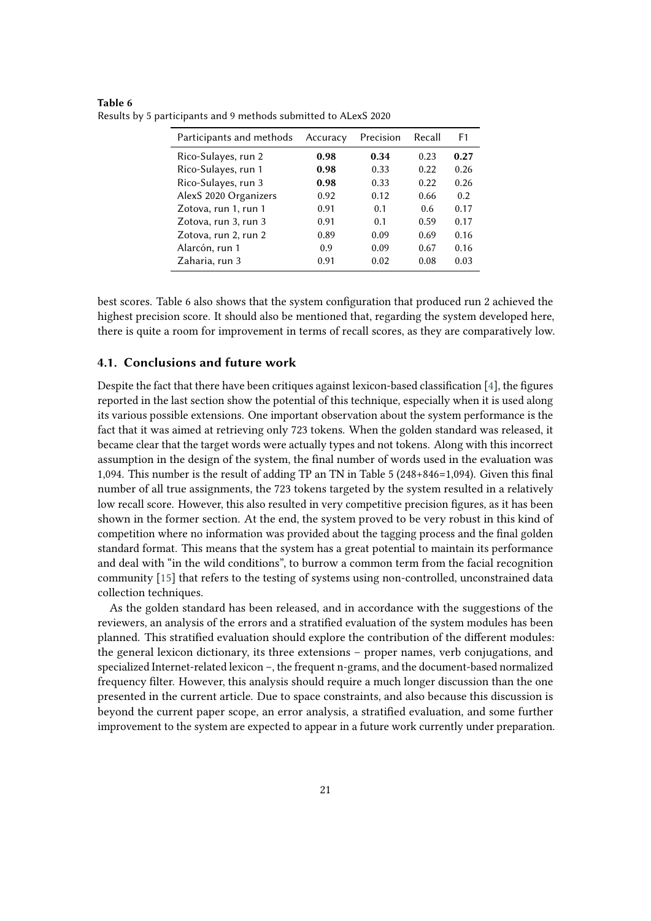**Table 6**
Results by 5 participants and 9 methods submitted to ALexS 2020

| Participants and methods | Accuracy | Precision | Recall | F1 |
|---|---|---|---|---|
| Rico-Sulayes, run 2 | **0.98** | **0.34** | 0.23 | **0.27** |
| Rico-Sulayes, run 1 | **0.98** | 0.33 | 0.22 | 0.26 |
| Rico-Sulayes, run 3 | **0.98** | 0.33 | 0.22 | 0.26 |
| AlexS 2020 Organizers | 0.92 | 0.12 | 0.66 | 0.2 |
| Zotova, run 1, run 1 | 0.91 | 0.1 | 0.6 | 0.17 |
| Zotova, run 3, run 3 | 0.91 | 0.1 | 0.59 | 0.17 |
| Zotova, run 2, run 2 | 0.89 | 0.09 | 0.69 | 0.16 |
| Alarcón, run 1 | 0.9 | 0.09 | 0.67 | 0.16 |
| Zaharia, run 3 | 0.91 | 0.02 | 0.08 | 0.03 |

best scores. Table 6 also shows that the system configuration that produced run 2 achieved the highest precision score. It should also be mentioned that, regarding the system developed here, there is quite a room for improvement in terms of recall scores, as they are comparatively low.

### 4.1. Conclusions and future work

Despite the fact that there have been critiques against lexicon-based classification [4], the figures reported in the last section show the potential of this technique, especially when it is used along its various possible extensions. One important observation about the system performance is the fact that it was aimed at retrieving only 723 tokens. When the golden standard was released, it became clear that the target words were actually types and not tokens. Along with this incorrect assumption in the design of the system, the final number of words used in the evaluation was 1,094. This number is the result of adding TP an TN in Table 5 (248+846=1,094). Given this final number of all true assignments, the 723 tokens targeted by the system resulted in a relatively low recall score. However, this also resulted in very competitive precision figures, as it has been shown in the former section. At the end, the system proved to be very robust in this kind of competition where no information was provided about the tagging process and the final golden standard format. This means that the system has a great potential to maintain its performance and deal with "in the wild conditions", to burrow a common term from the facial recognition community [15] that refers to the testing of systems using non-controlled, unconstrained data collection techniques.

As the golden standard has been released, and in accordance with the suggestions of the reviewers, an analysis of the errors and a stratified evaluation of the system modules has been planned. This stratified evaluation should explore the contribution of the different modules: the general lexicon dictionary, its three extensions – proper names, verb conjugations, and specialized Internet-related lexicon –, the frequent n-grams, and the document-based normalized frequency filter. However, this analysis should require a much longer discussion than the one presented in the current article. Due to space constraints, and also because this discussion is beyond the current paper scope, an error analysis, a stratified evaluation, and some further improvement to the system are expected to appear in a future work currently under preparation.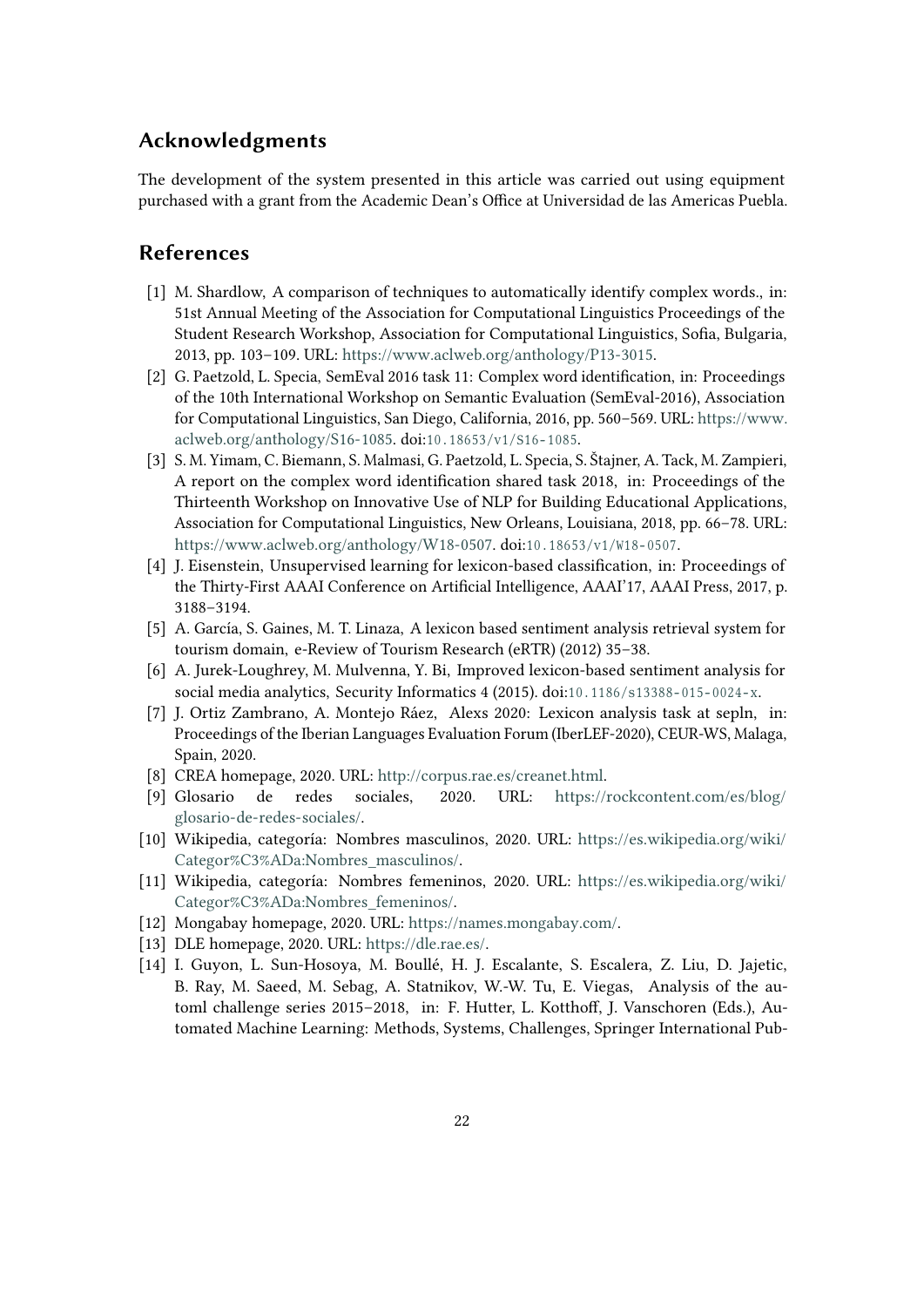## Acknowledgments

The development of the system presented in this article was carried out using equipment purchased with a grant from the Academic Dean's Office at Universidad de las Americas Puebla.

## References

[1] M. Shardlow, A comparison of techniques to automatically identify complex words., in: 51st Annual Meeting of the Association for Computational Linguistics Proceedings of the Student Research Workshop, Association for Computational Linguistics, Sofia, Bulgaria, 2013, pp. 103–109. URL: https://www.aclweb.org/anthology/P13-3015.

[2] G. Paetzold, L. Specia, SemEval 2016 task 11: Complex word identification, in: Proceedings of the 10th International Workshop on Semantic Evaluation (SemEval-2016), Association for Computational Linguistics, San Diego, California, 2016, pp. 560–569. URL: https://www.aclweb.org/anthology/S16-1085. doi:10.18653/v1/S16-1085.

[3] S. M. Yimam, C. Biemann, S. Malmasi, G. Paetzold, L. Specia, S. Štajner, A. Tack, M. Zampieri, A report on the complex word identification shared task 2018, in: Proceedings of the Thirteenth Workshop on Innovative Use of NLP for Building Educational Applications, Association for Computational Linguistics, New Orleans, Louisiana, 2018, pp. 66–78. URL: https://www.aclweb.org/anthology/W18-0507. doi:10.18653/v1/W18-0507.

[4] J. Eisenstein, Unsupervised learning for lexicon-based classification, in: Proceedings of the Thirty-First AAAI Conference on Artificial Intelligence, AAAI'17, AAAI Press, 2017, p. 3188–3194.

[5] A. García, S. Gaines, M. T. Linaza, A lexicon based sentiment analysis retrieval system for tourism domain, e-Review of Tourism Research (eRTR) (2012) 35–38.

[6] A. Jurek-Loughrey, M. Mulvenna, Y. Bi, Improved lexicon-based sentiment analysis for social media analytics, Security Informatics 4 (2015). doi:10.1186/s13388-015-0024-x.

[7] J. Ortiz Zambrano, A. Montejo Ráez, Alexs 2020: Lexicon analysis task at sepln, in: Proceedings of the Iberian Languages Evaluation Forum (IberLEF-2020), CEUR-WS, Malaga, Spain, 2020.

[8] CREA homepage, 2020. URL: http://corpus.rae.es/creanet.html.

[9] Glosario de redes sociales, 2020. URL: https://rockcontent.com/es/blog/glosario-de-redes-sociales/.

[10] Wikipedia, categoría: Nombres masculinos, 2020. URL: https://es.wikipedia.org/wiki/Categor%C3%ADa:Nombres_masculinos/.

[11] Wikipedia, categoría: Nombres femeninos, 2020. URL: https://es.wikipedia.org/wiki/Categor%C3%ADa:Nombres_femeninos/.

[12] Mongabay homepage, 2020. URL: https://names.mongabay.com/.

[13] DLE homepage, 2020. URL: https://dle.rae.es/.

[14] I. Guyon, L. Sun-Hosoya, M. Boullé, H. J. Escalante, S. Escalera, Z. Liu, D. Jajetic, B. Ray, M. Saeed, M. Sebag, A. Statnikov, W.-W. Tu, E. Viegas, Analysis of the automl challenge series 2015–2018, in: F. Hutter, L. Kotthoff, J. Vanschoren (Eds.), Automated Machine Learning: Methods, Systems, Challenges, Springer International Pub-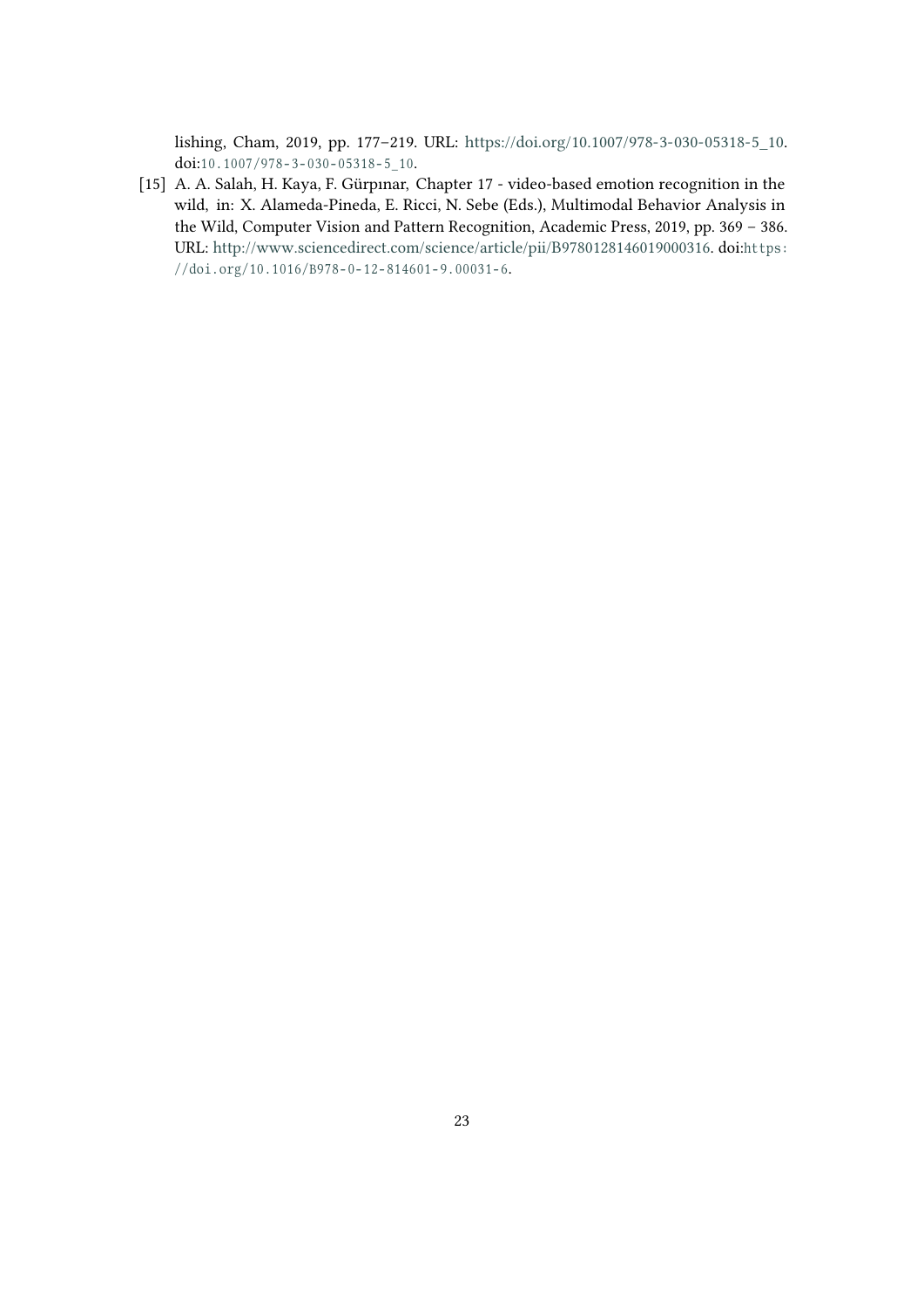lishing, Cham, 2019, pp. 177–219. URL: https://doi.org/10.1007/978-3-030-05318-5_10. doi:10.1007/978-3-030-05318-5_10.

[15] A. A. Salah, H. Kaya, F. Gürpınar, Chapter 17 - video-based emotion recognition in the wild, in: X. Alameda-Pineda, E. Ricci, N. Sebe (Eds.), Multimodal Behavior Analysis in the Wild, Computer Vision and Pattern Recognition, Academic Press, 2019, pp. 369 – 386. URL: http://www.sciencedirect.com/science/article/pii/B9780128146019000316. doi:https://doi.org/10.1016/B978-0-12-814601-9.00031-6.